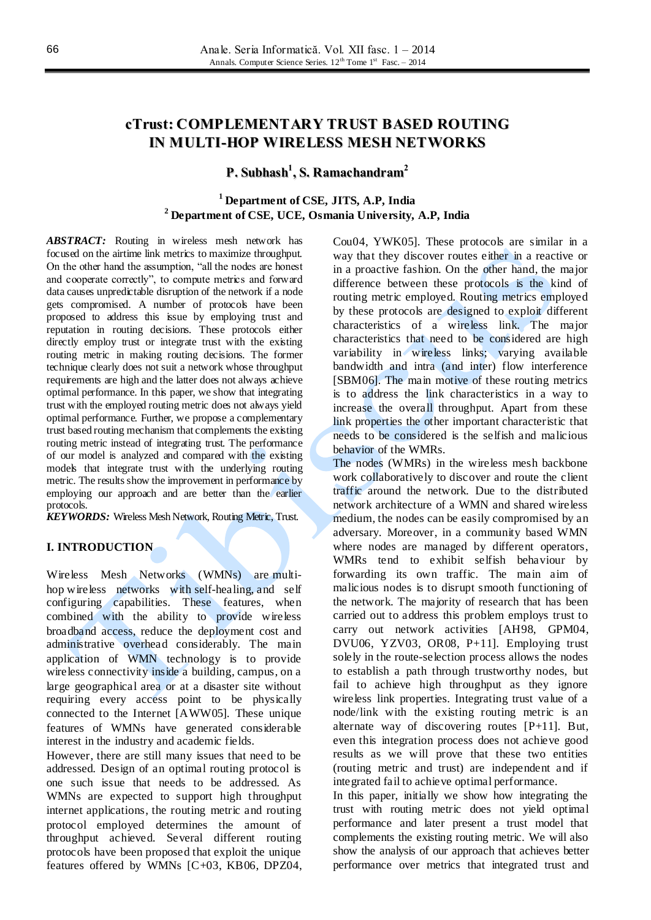# cTrust: COMPLEMENTARY TRUST BASED ROUTING IN MULTI-HOP WIRELESS MESH NETWORKS

**P. Subhash[1], S. Ramachandram[2]**

**[1] Department of CSE, JITS, A.P, India**
**[2] Department of CSE, UCE, Osmania University, A.P, India**

***ABSTRACT:*** Routing in wireless mesh network has focused on the airtime link metrics to maximize throughput. On the other hand the assumption, "all the nodes are honest and cooperate correctly", to compute metrics and forward data causes unpredictable disruption of the network if a node gets compromised. A number of protocols have been proposed to address this issue by employing trust and reputation in routing decisions. These protocols either directly employ trust or integrate trust with the existing routing metric in making routing decisions. The former technique clearly does not suit a network whose throughput requirements are high and the latter does not always achieve optimal performance. In this paper, we show that integrating trust with the employed routing metric does not always yield optimal performance. Further, we propose a complementary trust based routing mechanism that complements the existing routing metric instead of integrating trust. The performance of our model is analyzed and compared with the existing models that integrate trust with the underlying routing metric. The results show the improvement in performance by employing our approach and are better than the earlier protocols.

***KEYWORDS:*** Wireless Mesh Network, Routing Metric, Trust.

## I. INTRODUCTION

Wireless Mesh Networks (WMNs) are multi-hop wireless networks with self-healing, and self configuring capabilities. These features, when combined with the ability to provide wireless broadband access, reduce the deployment cost and administrative overhead considerably. The main application of WMN technology is to provide wireless connectivity inside a building, campus, on a large geographical area or at a disaster site without requiring every access point to be physically connected to the Internet [AWW05]. These unique features of WMNs have generated considerable interest in the industry and academic fields.

However, there are still many issues that need to be addressed. Design of an optimal routing protocol is one such issue that needs to be addressed. As WMNs are expected to support high throughput internet applications, the routing metric and routing protocol employed determines the amount of throughput achieved. Several different routing protocols have been proposed that exploit the unique features offered by WMNs [C+03, KB06, DPZ04, Cou04, YWK05]. These protocols are similar in a way that they discover routes either in a reactive or in a proactive fashion. On the other hand, the major difference between these protocols is the kind of routing metric employed. Routing metrics employed by these protocols are designed to exploit different characteristics of a wireless link. The major characteristics that need to be considered are high variability in wireless links; varying available bandwidth and intra (and inter) flow interference [SBM06]. The main motive of these routing metrics is to address the link characteristics in a way to increase the overall throughput. Apart from these link properties the other important characteristic that needs to be considered is the selfish and malicious behavior of the WMRs.

The nodes (WMRs) in the wireless mesh backbone work collaboratively to discover and route the client traffic around the network. Due to the distributed network architecture of a WMN and shared wireless medium, the nodes can be easily compromised by an adversary. Moreover, in a community based WMN where nodes are managed by different operators, WMRs tend to exhibit selfish behaviour by forwarding its own traffic. The main aim of malicious nodes is to disrupt smooth functioning of the network. The majority of research that has been carried out to address this problem employs trust to carry out network activities [AH98, GPM04, DVU06, YZV03, OR08, P+11]. Employing trust solely in the route-selection process allows the nodes to establish a path through trustworthy nodes, but fail to achieve high throughput as they ignore wireless link properties. Integrating trust value of a node/link with the existing routing metric is an alternate way of discovering routes [P+11]. But, even this integration process does not achieve good results as we will prove that these two entities (routing metric and trust) are independent and if integrated fail to achieve optimal performance.

In this paper, initially we show how integrating the trust with routing metric does not yield optimal performance and later present a trust model that complements the existing routing metric. We will also show the analysis of our approach that achieves better performance over metrics that integrated trust and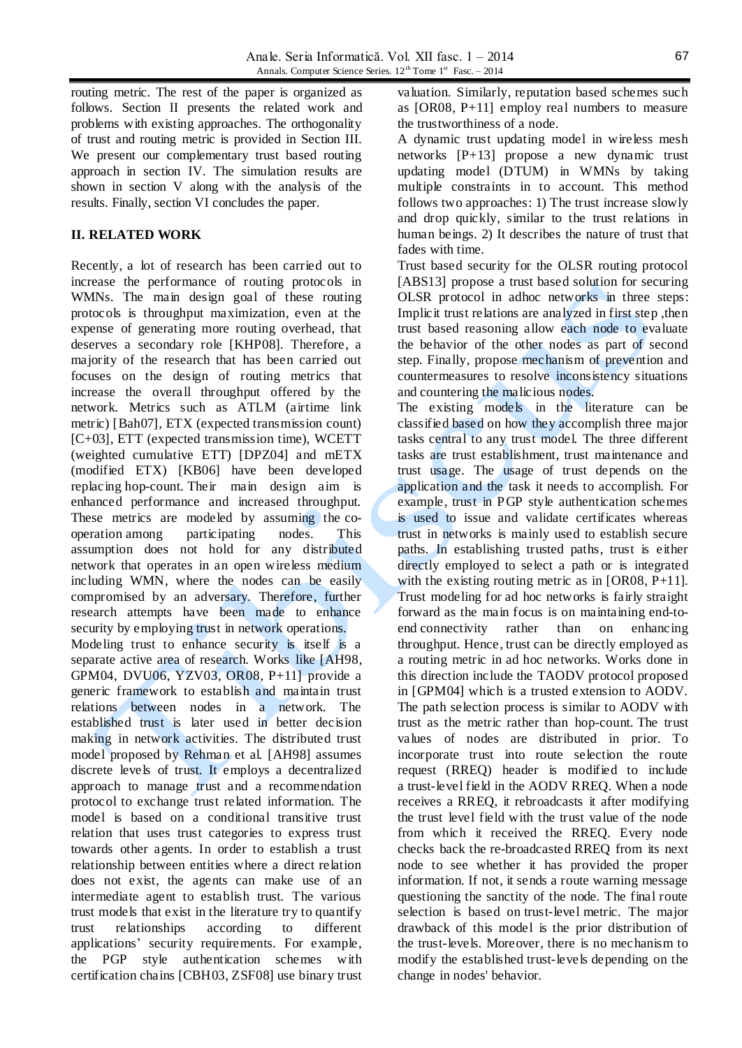routing metric. The rest of the paper is organized as follows. Section II presents the related work and problems with existing approaches. The orthogonality of trust and routing metric is provided in Section III. We present our complementary trust based routing approach in section IV. The simulation results are shown in section V along with the analysis of the results. Finally, section VI concludes the paper.

## II. RELATED WORK

Recently, a lot of research has been carried out to increase the performance of routing protocols in WMNs. The main design goal of these routing protocols is throughput maximization, even at the expense of generating more routing overhead, that deserves a secondary role [KHP08]. Therefore, a majority of the research that has been carried out focuses on the design of routing metrics that increase the overall throughput offered by the network. Metrics such as ATLM (airtime link metric) [Bah07], ETX (expected transmission count) [C+03], ETT (expected transmission time), WCETT (weighted cumulative ETT) [DPZ04] and mETX (modified ETX) [KB06] have been developed replacing hop-count. Their main design aim is enhanced performance and increased throughput. These metrics are modeled by assuming the co-operation among participating nodes. This assumption does not hold for any distributed network that operates in an open wireless medium including WMN, where the nodes can be easily compromised by an adversary. Therefore, further research attempts have been made to enhance security by employing trust in network operations.

Modeling trust to enhance security is itself is a separate active area of research. Works like [AH98, GPM04, DVU06, YZV03, OR08, P+11] provide a generic framework to establish and maintain trust relations between nodes in a network. The established trust is later used in better decision making in network activities. The distributed trust model proposed by Rehman et al. [AH98] assumes discrete levels of trust. It employs a decentralized approach to manage trust and a recommendation protocol to exchange trust related information. The model is based on a conditional transitive trust relation that uses trust categories to express trust towards other agents. In order to establish a trust relationship between entities where a direct relation does not exist, the agents can make use of an intermediate agent to establish trust. The various trust models that exist in the literature try to quantify trust relationships according to different applications' security requirements. For example, the PGP style authentication schemes with certification chains [CBH03, ZSF08] use binary trust valuation. Similarly, reputation based schemes such as [OR08, P+11] employ real numbers to measure the trustworthiness of a node.

A dynamic trust updating model in wireless mesh networks [P+13] propose a new dynamic trust updating model (DTUM) in WMNs by taking multiple constraints in to account. This method follows two approaches: 1) The trust increase slowly and drop quickly, similar to the trust relations in human beings. 2) It describes the nature of trust that fades with time.

Trust based security for the OLSR routing protocol [ABS13] propose a trust based solution for securing OLSR protocol in adhoc networks in three steps: Implicit trust relations are analyzed in first step ,then trust based reasoning allow each node to evaluate the behavior of the other nodes as part of second step. Finally, propose mechanism of prevention and countermeasures to resolve inconsistency situations and countering the malicious nodes.

The existing models in the literature can be classified based on how they accomplish three major tasks central to any trust model. The three different tasks are trust establishment, trust maintenance and trust usage. The usage of trust depends on the application and the task it needs to accomplish. For example, trust in PGP style authentication schemes is used to issue and validate certificates whereas trust in networks is mainly used to establish secure paths. In establishing trusted paths, trust is either directly employed to select a path or is integrated with the existing routing metric as in [OR08, P+11].

Trust modeling for ad hoc networks is fairly straight forward as the main focus is on maintaining end-to-end connectivity rather than on enhancing throughput. Hence, trust can be directly employed as a routing metric in ad hoc networks. Works done in this direction include the TAODV protocol proposed in [GPM04] which is a trusted extension to AODV. The path selection process is similar to AODV with trust as the metric rather than hop-count. The trust values of nodes are distributed in prior. To incorporate trust into route selection the route request (RREQ) header is modified to include a trust-level field in the AODV RREQ. When a node receives a RREQ, it rebroadcasts it after modifying the trust level field with the trust value of the node from which it received the RREQ. Every node checks back the re-broadcasted RREQ from its next node to see whether it has provided the proper information. If not, it sends a route warning message questioning the sanctity of the node. The final route selection is based on trust-level metric. The major drawback of this model is the prior distribution of the trust-levels. Moreover, there is no mechanism to modify the established trust-levels depending on the change in nodes' behavior.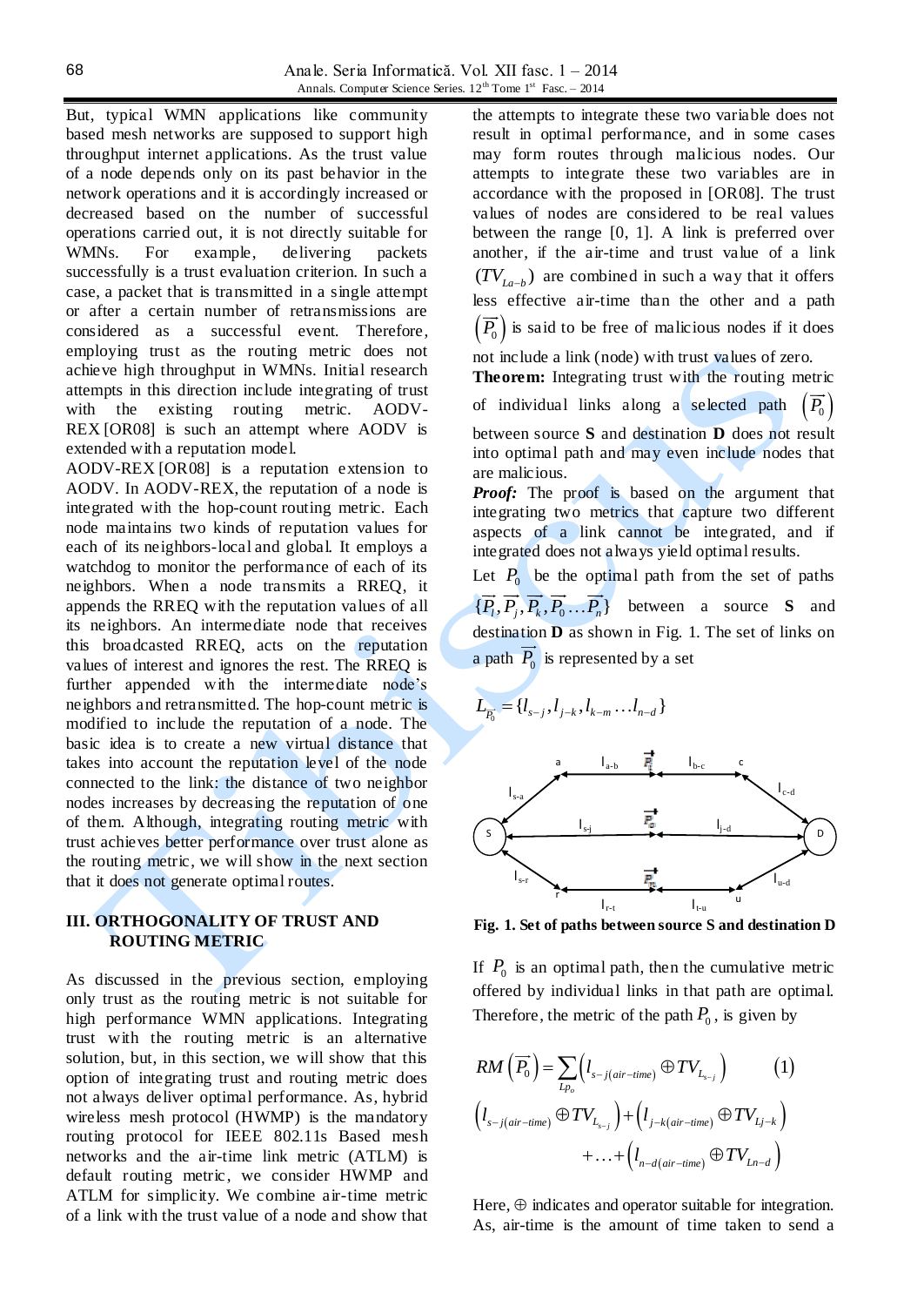But, typical WMN applications like community based mesh networks are supposed to support high throughput internet applications. As the trust value of a node depends only on its past behavior in the network operations and it is accordingly increased or decreased based on the number of successful operations carried out, it is not directly suitable for WMNs. For example, delivering packets successfully is a trust evaluation criterion. In such a case, a packet that is transmitted in a single attempt or after a certain number of retransmissions are considered as a successful event. Therefore, employing trust as the routing metric does not achieve high throughput in WMNs. Initial research attempts in this direction include integrating of trust with the existing routing metric. AODV-REX [OR08] is such an attempt where AODV is extended with a reputation model.

AODV-REX [OR08] is a reputation extension to AODV. In AODV-REX, the reputation of a node is integrated with the hop-count routing metric. Each node maintains two kinds of reputation values for each of its neighbors-local and global. It employs a watchdog to monitor the performance of each of its neighbors. When a node transmits a RREQ, it appends the RREQ with the reputation values of all its neighbors. An intermediate node that receives this broadcasted RREQ, acts on the reputation values of interest and ignores the rest. The RREQ is further appended with the intermediate node's neighbors and retransmitted. The hop-count metric is modified to include the reputation of a node. The basic idea is to create a new virtual distance that takes into account the reputation level of the node connected to the link: the distance of two neighbor nodes increases by decreasing the reputation of one of them. Although, integrating routing metric with trust achieves better performance over trust alone as the routing metric, we will show in the next section that it does not generate optimal routes.

## III. ORTHOGONALITY OF TRUST AND ROUTING METRIC

As discussed in the previous section, employing only trust as the routing metric is not suitable for high performance WMN applications. Integrating trust with the routing metric is an alternative solution, but, in this section, we will show that this option of integrating trust and routing metric does not always deliver optimal performance. As, hybrid wireless mesh protocol (HWMP) is the mandatory routing protocol for IEEE 802.11s Based mesh networks and the air-time link metric (ATLM) is default routing metric, we consider HWMP and ATLM for simplicity. We combine air-time metric of a link with the trust value of a node and show that the attempts to integrate these two variable does not result in optimal performance, and in some cases may form routes through malicious nodes. Our attempts to integrate these two variables are in accordance with the proposed in [OR08]. The trust values of nodes are considered to be real values between the range [0, 1]. A link is preferred over another, if the air-time and trust value of a link $(TV_{La-b})$ are combined in such a way that it offers less effective air-time than the other and a path $(\overrightarrow{P_0})$ is said to be free of malicious nodes if it does not include a link (node) with trust values of zero.

**Theorem:** Integrating trust with the routing metric of individual links along a selected path $(\overrightarrow{P_0})$ between source **S** and destination **D** does not result into optimal path and may even include nodes that are malicious.

***Proof:*** The proof is based on the argument that integrating two metrics that capture two different aspects of a link cannot be integrated, and if integrated does not always yield optimal results.

Let $P_0$ be the optimal path from the set of paths $\{\overrightarrow{P_i}, \overrightarrow{P_j}, \overrightarrow{P_k}, \overrightarrow{P_0} \ldots \overrightarrow{P_n}\}$ between a source **S** and destination **D** as shown in Fig. 1. The set of links on a path $\overrightarrow{P_0}$ is represented by a set

$$L_{\overrightarrow{P_0}} = \{l_{s-j}, l_{j-k}, l_{k-m} \ldots l_{n-d}\}$$

**Fig. 1. Set of paths between source S and destination D**

If $P_0$ is an optimal path, then the cumulative metric offered by individual links in that path are optimal. Therefore, the metric of the path $P_0$, is given by

$$RM\left(\overrightarrow{P_0}\right) = \sum_{Lp_0}\left(l_{s-j(air-time)} \oplus TV_{L_{s-j}}\right) \quad (1)$$

$$\left(l_{s-j(air-time)} \oplus TV_{L_{s-j}}\right) + \left(l_{j-k(air-time)} \oplus TV_{Lj-k}\right) + \ldots + \left(l_{n-d(air-time)} \oplus TV_{Ln-d}\right)$$

Here, $\oplus$ indicates and operator suitable for integration. As, air-time is the amount of time taken to send a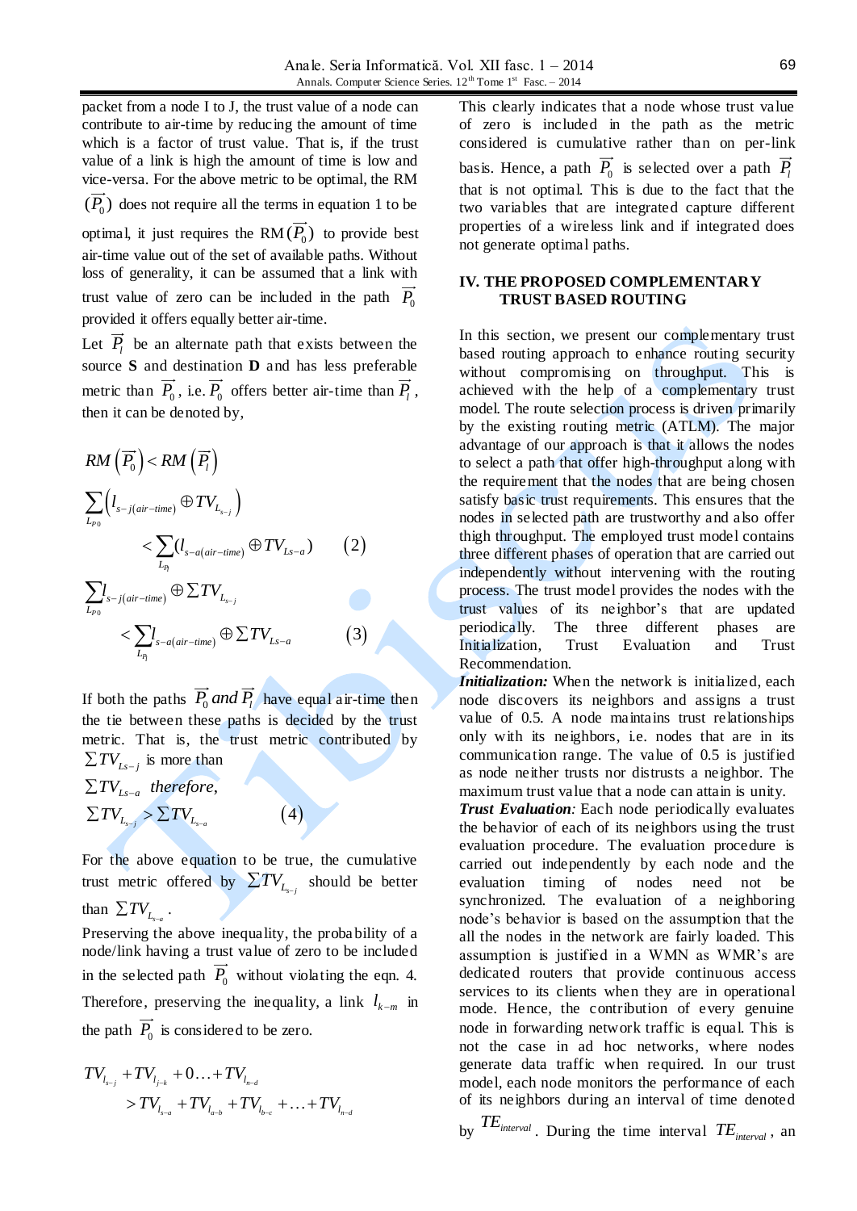packet from a node I to J, the trust value of a node can contribute to air-time by reducing the amount of time which is a factor of trust value. That is, if the trust value of a link is high the amount of time is low and vice-versa. For the above metric to be optimal, the RM $(\vec{P_0})$ does not require all the terms in equation 1 to be optimal, it just requires the RM $(\vec{P_0})$ to provide best air-time value out of the set of available paths. Without loss of generality, it can be assumed that a link with trust value of zero can be included in the path $\vec{P_0}$ provided it offers equally better air-time.

Let $\vec{P_l}$ be an alternate path that exists between the source **S** and destination **D** and has less preferable metric than $\vec{P_0}$, i.e. $\vec{P_0}$ offers better air-time than $\vec{P_l}$, then it can be denoted by,

$$RM\left(\vec{P_0}\right) < RM\left(\vec{P_l}\right)$$

$$\sum_{L_{P0}}\left(l_{s-j(air-time)} \oplus TV_{L_{s-j}}\right) < \sum_{L_{P_l}}(l_{s-a(air-time)} \oplus TV_{Ls-a}) \qquad (2)$$

$$\sum_{L_{P0}} l_{s-j(air-time)} \oplus \sum TV_{L_{s-j}} < \sum_{L_{P_l}} l_{s-a(air-time)} \oplus \sum TV_{Ls-a} \qquad (3)$$

If both the paths $\vec{P_0}$ *and* $\vec{P_l}$ have equal air-time then the tie between these paths is decided by the trust metric. That is, the trust metric contributed by $\sum TV_{Ls-j}$ is more than $\sum TV_{Ls-a}$ *therefore,*

$$\sum TV_{L_{s-j}} > \sum TV_{L_{s-a}} \qquad (4)$$

For the above equation to be true, the cumulative trust metric offered by $\sum TV_{L_{s-j}}$ should be better than $\sum TV_{L_{s-a}}$.

Preserving the above inequality, the probability of a node/link having a trust value of zero to be included in the selected path $\vec{P_0}$ without violating the eqn. 4. Therefore, preserving the inequality, a link $l_{k-m}$ in the path $\vec{P_0}$ is considered to be zero.

$$TV_{l_{s-j}} + TV_{l_{j-k}} + 0 \ldots + TV_{l_{n-d}} > TV_{l_{s-a}} + TV_{l_{a-b}} + TV_{l_{b-c}} + \ldots + TV_{l_{n-d}}$$

This clearly indicates that a node whose trust value of zero is included in the path as the metric considered is cumulative rather than on per-link basis. Hence, a path $\vec{P_0}$ is selected over a path $\vec{P_l}$ that is not optimal. This is due to the fact that the two variables that are integrated capture different properties of a wireless link and if integrated does not generate optimal paths.

## IV. THE PROPOSED COMPLEMENTARY TRUST BASED ROUTING

In this section, we present our complementary trust based routing approach to enhance routing security without compromising on throughput. This is achieved with the help of a complementary trust model. The route selection process is driven primarily by the existing routing metric (ATLM). The major advantage of our approach is that it allows the nodes to select a path that offer high-throughput along with the requirement that the nodes that are being chosen satisfy basic trust requirements. This ensures that the nodes in selected path are trustworthy and also offer thigh throughput. The employed trust model contains three different phases of operation that are carried out independently without intervening with the routing process. The trust model provides the nodes with the trust values of its neighbor's that are updated periodically. The three different phases are Initialization, Trust Evaluation and Trust Recommendation.

***Initialization:*** When the network is initialized, each node discovers its neighbors and assigns a trust value of 0.5. A node maintains trust relationships only with its neighbors, i.e. nodes that are in its communication range. The value of 0.5 is justified as node neither trusts nor distrusts a neighbor. The maximum trust value that a node can attain is unity.

***Trust Evaluation:*** Each node periodically evaluates the behavior of each of its neighbors using the trust evaluation procedure. The evaluation procedure is carried out independently by each node and the evaluation timing of nodes need not be synchronized. The evaluation of a neighboring node's behavior is based on the assumption that the all the nodes in the network are fairly loaded. This assumption is justified in a WMN as WMR's are dedicated routers that provide continuous access services to its clients when they are in operational mode. Hence, the contribution of every genuine node in forwarding network traffic is equal. This is not the case in ad hoc networks, where nodes generate data traffic when required. In our trust model, each node monitors the performance of each of its neighbors during an interval of time denoted by $TE_{interval}$. During the time interval $TE_{interval}$, an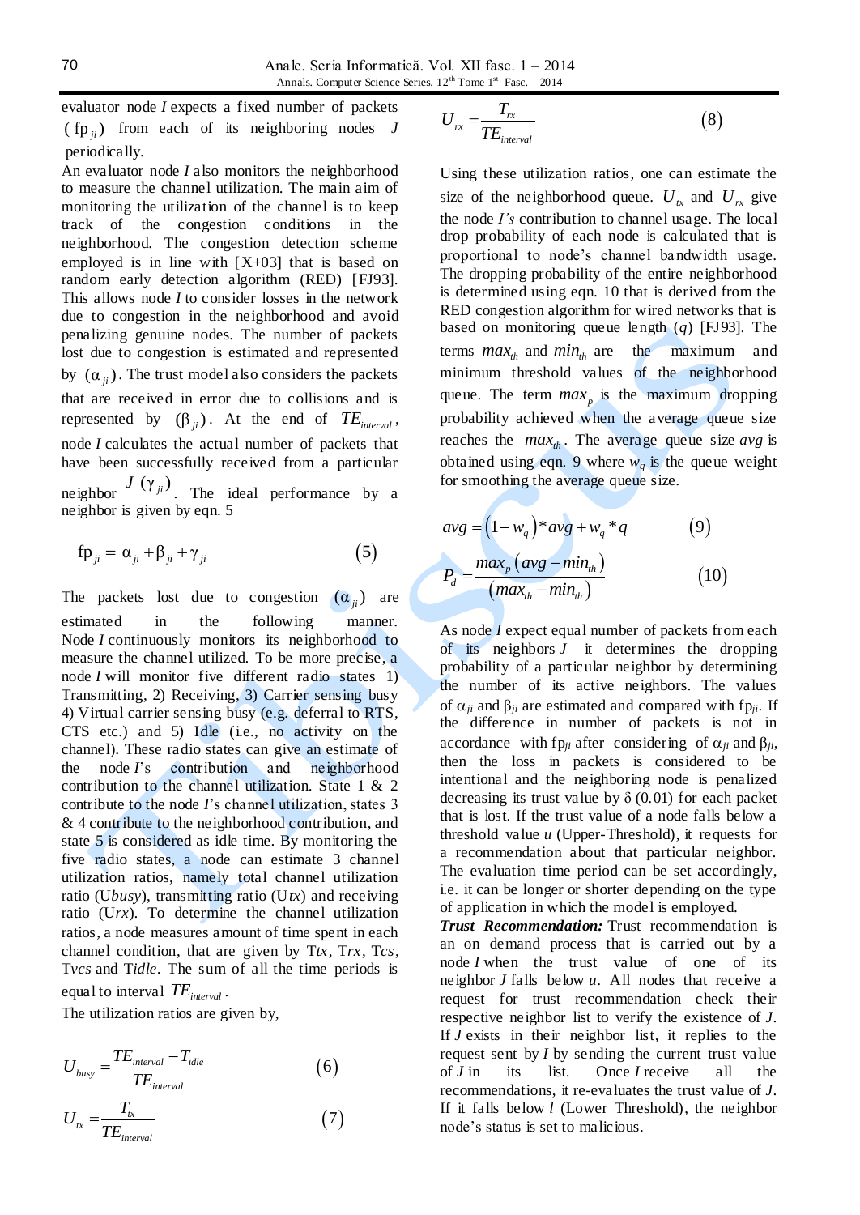evaluator node $I$ expects a fixed number of packets ($fp_{ji}$) from each of its neighboring nodes $J$ periodically.

An evaluator node $I$ also monitors the neighborhood to measure the channel utilization. The main aim of monitoring the utilization of the channel is to keep track of the congestion conditions in the neighborhood. The congestion detection scheme employed is in line with [X+03] that is based on random early detection algorithm (RED) [FJ93]. This allows node $I$ to consider losses in the network due to congestion in the neighborhood and avoid penalizing genuine nodes. The number of packets lost due to congestion is estimated and represented by ($\alpha_{ji}$). The trust model also considers the packets that are received in error due to collisions and is represented by ($\beta_{ji}$). At the end of $TE_{interval}$, node $I$ calculates the actual number of packets that have been successfully received from a particular neighbor $J$ ($\gamma_{ji}$). The ideal performance by a neighbor is given by eqn. 5

$$fp_{ji} = \alpha_{ji} + \beta_{ji} + \gamma_{ji} \tag{5}$$

The packets lost due to congestion ($\alpha_{ji}$) are estimated in the following manner. Node $I$ continuously monitors its neighborhood to measure the channel utilized. To be more precise, a node $I$ will monitor five different radio states 1) Transmitting, 2) Receiving, 3) Carrier sensing busy 4) Virtual carrier sensing busy (e.g. deferral to RTS, CTS etc.) and 5) Idle (i.e., no activity on the channel). These radio states can give an estimate of the node $I$'s contribution and neighborhood contribution to the channel utilization. State 1 & 2 contribute to the node $I$'s channel utilization, states 3 & 4 contribute to the neighborhood contribution, and state 5 is considered as idle time. By monitoring the five radio states, a node can estimate 3 channel utilization ratios, namely total channel utilization ratio ($U_{busy}$), transmitting ratio ($U_{tx}$) and receiving ratio ($U_{rx}$). To determine the channel utilization ratios, a node measures amount of time spent in each channel condition, that are given by $T_{tx}$, $T_{rx}$, $T_{cs}$, $T_{vcs}$ and $T_{idle}$. The sum of all the time periods is equal to interval $TE_{interval}$.

The utilization ratios are given by,

$$U_{busy} = \frac{TE_{interval} - T_{idle}}{TE_{interval}} \tag{6}$$

$$U_{tx} = \frac{T_{tx}}{TE_{interval}} \tag{7}$$

$$U_{rx} = \frac{T_{rx}}{TE_{interval}} \tag{8}$$

Using these utilization ratios, one can estimate the size of the neighborhood queue. $U_{tx}$ and $U_{rx}$ give the node $I$'s contribution to channel usage. The local drop probability of each node is calculated that is proportional to node's channel bandwidth usage. The dropping probability of the entire neighborhood is determined using eqn. 10 that is derived from the RED congestion algorithm for wired networks that is based on monitoring queue length ($q$) [FJ93]. The terms $max_{th}$ and $min_{th}$ are the maximum and minimum threshold values of the neighborhood queue. The term $max_p$ is the maximum dropping probability achieved when the average queue size reaches the $max_{th}$. The average queue size $avg$ is obtained using eqn. 9 where $w_q$ is the queue weight for smoothing the average queue size.

$$avg = \left(1 - w_q\right) * avg + w_q * q \tag{9}$$

$$P_d = \frac{max_p \left(avg - min_{th}\right)}{\left(max_{th} - min_{th}\right)} \tag{10}$$

As node $I$ expect equal number of packets from each of its neighbors $J$ it determines the dropping probability of a particular neighbor by determining the number of its active neighbors. The values of $\alpha_{ji}$ and $\beta_{ji}$ are estimated and compared with $fp_{ji}$. If the difference in number of packets is not in accordance with $fp_{ji}$ after considering of $\alpha_{ji}$ and $\beta_{ji}$, then the loss in packets is considered to be intentional and the neighboring node is penalized decreasing its trust value by $\delta$ (0.01) for each packet that is lost. If the trust value of a node falls below a threshold value $u$ (Upper-Threshold), it requests for a recommendation about that particular neighbor. The evaluation time period can be set accordingly, i.e. it can be longer or shorter depending on the type of application in which the model is employed.

***Trust Recommendation:*** Trust recommendation is an on demand process that is carried out by a node $I$ when the trust value of one of its neighbor $J$ falls below $u$. All nodes that receive a request for trust recommendation check their respective neighbor list to verify the existence of $J$. If $J$ exists in their neighbor list, it replies to the request sent by $I$ by sending the current trust value of $J$ in its list. Once $I$ receive all the recommendations, it re-evaluates the trust value of $J$. If it falls below $l$ (Lower Threshold), the neighbor node's status is set to malicious.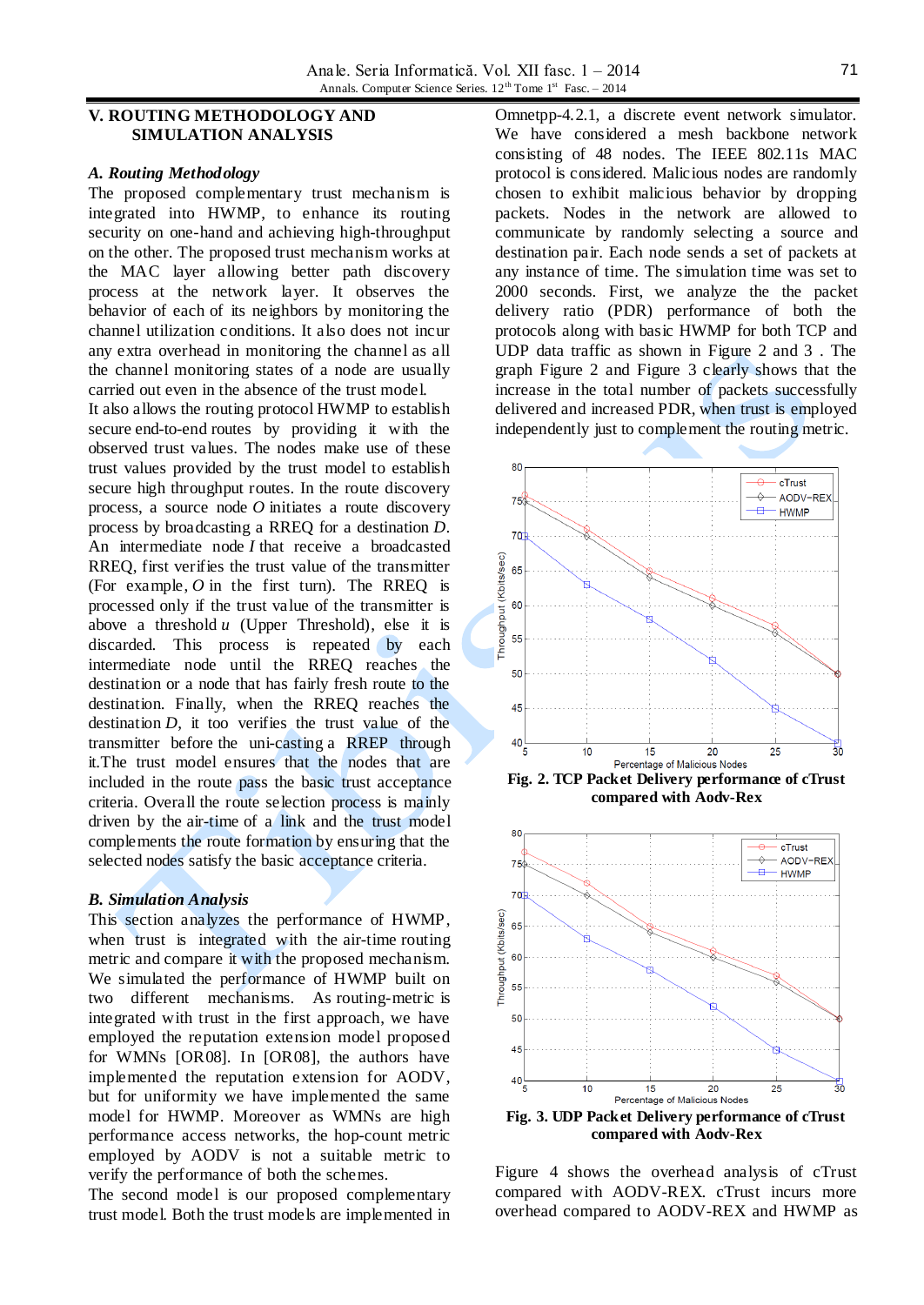## V. ROUTING METHODOLOGY AND SIMULATION ANALYSIS

### A. Routing Methodology

The proposed complementary trust mechanism is integrated into HWMP, to enhance its routing security on one-hand and achieving high-throughput on the other. The proposed trust mechanism works at the MAC layer allowing better path discovery process at the network layer. It observes the behavior of each of its neighbors by monitoring the channel utilization conditions. It also does not incur any extra overhead in monitoring the channel as all the channel monitoring states of a node are usually carried out even in the absence of the trust model.

It also allows the routing protocol HWMP to establish secure end-to-end routes by providing it with the observed trust values. The nodes make use of these trust values provided by the trust model to establish secure high throughput routes. In the route discovery process, a source node *O* initiates a route discovery process by broadcasting a RREQ for a destination *D*. An intermediate node *I* that receive a broadcasted RREQ, first verifies the trust value of the transmitter (For example, *O* in the first turn). The RREQ is processed only if the trust value of the transmitter is above a threshold *u* (Upper Threshold), else it is discarded. This process is repeated by each intermediate node until the RREQ reaches the destination or a node that has fairly fresh route to the destination. Finally, when the RREQ reaches the destination *D*, it too verifies the trust value of the transmitter before the uni-casting a RREP through it.The trust model ensures that the nodes that are included in the route pass the basic trust acceptance criteria. Overall the route selection process is mainly driven by the air-time of a link and the trust model complements the route formation by ensuring that the selected nodes satisfy the basic acceptance criteria.

### B. Simulation Analysis

This section analyzes the performance of HWMP, when trust is integrated with the air-time routing metric and compare it with the proposed mechanism. We simulated the performance of HWMP built on two different mechanisms. As routing-metric is integrated with trust in the first approach, we have employed the reputation extension model proposed for WMNs [OR08]. In [OR08], the authors have implemented the reputation extension for AODV, but for uniformity we have implemented the same model for HWMP. Moreover as WMNs are high performance access networks, the hop-count metric employed by AODV is not a suitable metric to verify the performance of both the schemes.

The second model is our proposed complementary trust model. Both the trust models are implemented in Omnetpp-4.2.1, a discrete event network simulator. We have considered a mesh backbone network consisting of 48 nodes. The IEEE 802.11s MAC protocol is considered. Malicious nodes are randomly chosen to exhibit malicious behavior by dropping packets. Nodes in the network are allowed to communicate by randomly selecting a source and destination pair. Each node sends a set of packets at any instance of time. The simulation time was set to 2000 seconds. First, we analyze the the packet delivery ratio (PDR) performance of both the protocols along with basic HWMP for both TCP and UDP data traffic as shown in Figure 2 and 3 . The graph Figure 2 and Figure 3 clearly shows that the increase in the total number of packets successfully delivered and increased PDR, when trust is employed independently just to complement the routing metric.

**Fig. 2. TCP Packet Delivery performance of cTrust compared with Aodv-Rex**

**Fig. 3. UDP Packet Delivery performance of cTrust compared with Aodv-Rex**

Figure 4 shows the overhead analysis of cTrust compared with AODV-REX. cTrust incurs more overhead compared to AODV-REX and HWMP as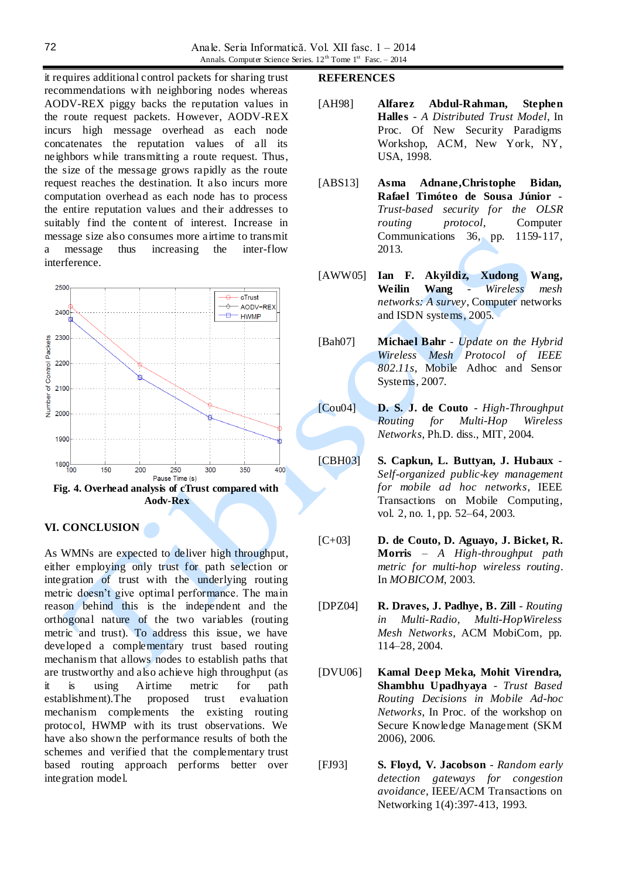it requires additional control packets for sharing trust recommendations with neighboring nodes whereas AODV-REX piggy backs the reputation values in the route request packets. However, AODV-REX incurs high message overhead as each node concatenates the reputation values of all its neighbors while transmitting a route request. Thus, the size of the message grows rapidly as the route request reaches the destination. It also incurs more computation overhead as each node has to process the entire reputation values and their addresses to suitably find the content of interest. Increase in message size also consumes more airtime to transmit a message thus increasing the inter-flow interference.

**Fig. 4. Overhead analysis of cTrust compared with Aodv-Rex**

## VI. CONCLUSION

As WMNs are expected to deliver high throughput, either employing only trust for path selection or integration of trust with the underlying routing metric doesn't give optimal performance. The main reason behind this is the independent and the orthogonal nature of the two variables (routing metric and trust). To address this issue, we have developed a complementary trust based routing mechanism that allows nodes to establish paths that are trustworthy and also achieve high throughput (as it is using Airtime metric for path establishment).The proposed trust evaluation mechanism complements the existing routing protocol, HWMP with its trust observations. We have also shown the performance results of both the schemes and verified that the complementary trust based routing approach performs better over integration model.

## REFERENCES

[AH98] **Alfarez Abdul-Rahman, Stephen Halles** - *A Distributed Trust Model*, In Proc. Of New Security Paradigms Workshop, ACM, New York, NY, USA, 1998.

[ABS13] **Asma Adnane,Christophe Bidan, Rafael Timóteo de Sousa Júnior** - *Trust-based security for the OLSR routing protocol*, Computer Communications 36, pp. 1159-117, 2013.

[AWW05] **Ian F. Akyildiz, Xudong Wang, Weilin Wang** - *Wireless mesh networks: A survey*, Computer networks and ISDN systems, 2005.

[Bah07] **Michael Bahr** - *Update on the Hybrid Wireless Mesh Protocol of IEEE 802.11s*, Mobile Adhoc and Sensor Systems, 2007.

[Cou04] **D. S. J. de Couto** - *High-Throughput Routing for Multi-Hop Wireless Networks*, Ph.D. diss., MIT, 2004.

[CBH03] **S. Capkun, L. Buttyan, J. Hubaux** - *Self-organized public-key management for mobile ad hoc networks*, IEEE Transactions on Mobile Computing, vol. 2, no. 1, pp. 52–64, 2003.

[C+03] **D. de Couto, D. Aguayo, J. Bicket, R. Morris** – *A High-throughput path metric for multi-hop wireless routing*. In *MOBICOM*, 2003.

[DPZ04] **R. Draves, J. Padhye, B. Zill** - *Routing in Multi-Radio, Multi-HopWireless Mesh Networks*, ACM MobiCom, pp. 114–28, 2004.

[DVU06] **Kamal Deep Meka, Mohit Virendra, Shambhu Upadhyaya** - *Trust Based Routing Decisions in Mobile Ad-hoc Networks*, In Proc. of the workshop on Secure Knowledge Management (SKM 2006), 2006.

[FJ93] **S. Floyd, V. Jacobson** - *Random early detection gateways for congestion avoidance*, IEEE/ACM Transactions on Networking 1(4):397-413, 1993.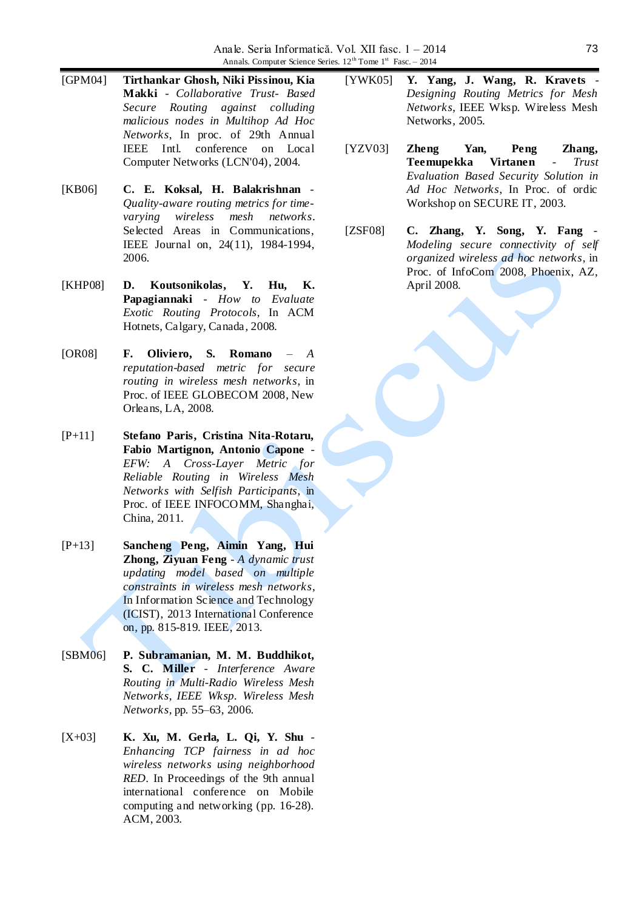[GPM04] **Tirthankar Ghosh, Niki Pissinou, Kia Makki** - *Collaborative Trust- Based Secure Routing against colluding malicious nodes in Multihop Ad Hoc Networks*, In proc. of 29th Annual IEEE Intl. conference on Local Computer Networks (LCN'04), 2004.

[KB06] **C. E. Koksal, H. Balakrishnan** - *Quality-aware routing metrics for time-varying wireless mesh networks*. Selected Areas in Communications, IEEE Journal on, 24(11), 1984-1994, 2006.

[KHP08] **D. Koutsonikolas, Y. Hu, K. Papagiannaki** - *How to Evaluate Exotic Routing Protocols*, In ACM Hotnets, Calgary, Canada, 2008.

[OR08] **F. Oliviero, S. Romano** – *A reputation-based metric for secure routing in wireless mesh networks*, in Proc. of IEEE GLOBECOM 2008, New Orleans, LA, 2008.

[P+11] **Stefano Paris, Cristina Nita-Rotaru, Fabio Martignon, Antonio Capone** - *EFW: A Cross-Layer Metric for Reliable Routing in Wireless Mesh Networks with Selfish Participants*, in Proc. of IEEE INFOCOMM, Shanghai, China, 2011.

[P+13] **Sancheng Peng, Aimin Yang, Hui Zhong, Ziyuan Feng** - *A dynamic trust updating model based on multiple constraints in wireless mesh networks*, In Information Science and Technology (ICIST), 2013 International Conference on, pp. 815-819. IEEE, 2013.

[SBM06] **P. Subramanian, M. M. Buddhikot, S. C. Miller** - *Interference Aware Routing in Multi-Radio Wireless Mesh Networks, IEEE Wksp. Wireless Mesh Networks*, pp. 55–63, 2006.

[X+03] **K. Xu, M. Gerla, L. Qi, Y. Shu** - *Enhancing TCP fairness in ad hoc wireless networks using neighborhood RED*. In Proceedings of the 9th annual international conference on Mobile computing and networking (pp. 16-28). ACM, 2003.

[YWK05] **Y. Yang, J. Wang, R. Kravets** - *Designing Routing Metrics for Mesh Networks*, IEEE Wksp. Wireless Mesh Networks, 2005.

[YZV03] **Zheng Yan, Peng Zhang, Teemupekka Virtanen** - *Trust Evaluation Based Security Solution in Ad Hoc Networks*, In Proc. of ordic Workshop on SECURE IT, 2003.

[ZSF08] **C. Zhang, Y. Song, Y. Fang** - *Modeling secure connectivity of self organized wireless ad hoc networks*, in Proc. of InfoCom 2008, Phoenix, AZ, April 2008.